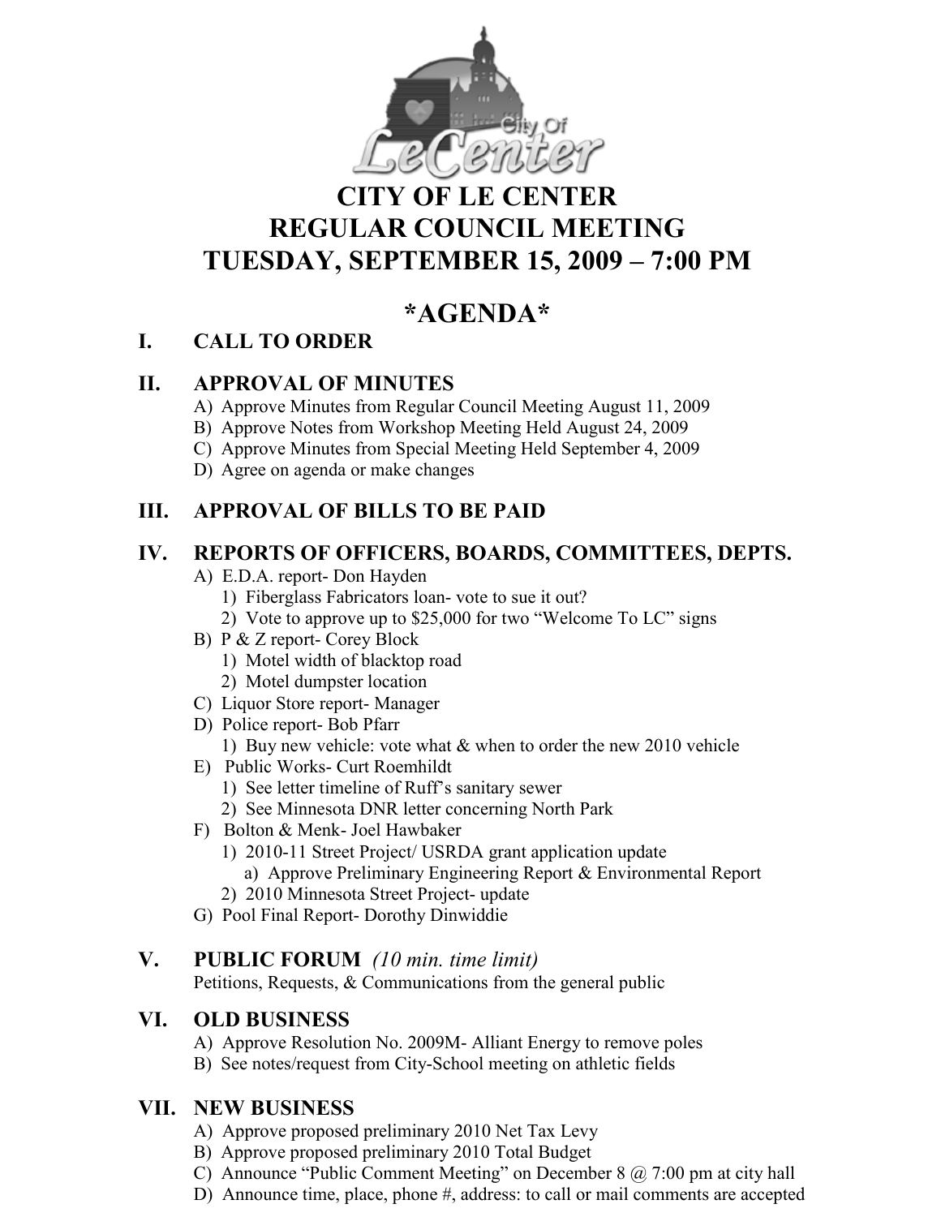# CITY OF LE CENTER
# REGULAR COUNCIL MEETING
# TUESDAY, SEPTEMBER 15, 2009 – 7:00 PM

## *AGENDA*

## I. CALL TO ORDER

## II. APPROVAL OF MINUTES

A) Approve Minutes from Regular Council Meeting August 11, 2009
B) Approve Notes from Workshop Meeting Held August 24, 2009
C) Approve Minutes from Special Meeting Held September 4, 2009
D) Agree on agenda or make changes

## III. APPROVAL OF BILLS TO BE PAID

## IV. REPORTS OF OFFICERS, BOARDS, COMMITTEES, DEPTS.

A) E.D.A. report- Don Hayden
   1) Fiberglass Fabricators loan- vote to sue it out?
   2) Vote to approve up to $25,000 for two "Welcome To LC" signs
B) P & Z report- Corey Block
   1) Motel width of blacktop road
   2) Motel dumpster location
C) Liquor Store report- Manager
D) Police report- Bob Pfarr
   1) Buy new vehicle: vote what & when to order the new 2010 vehicle
E) Public Works- Curt Roemhildt
   1) See letter timeline of Ruff's sanitary sewer
   2) See Minnesota DNR letter concerning North Park
F) Bolton & Menk- Joel Hawbaker
   1) 2010-11 Street Project/ USRDA grant application update
      a) Approve Preliminary Engineering Report & Environmental Report
   2) 2010 Minnesota Street Project- update
G) Pool Final Report- Dorothy Dinwiddie

## V. PUBLIC FORUM *(10 min. time limit)*

Petitions, Requests, & Communications from the general public

## VI. OLD BUSINESS

A) Approve Resolution No. 2009M- Alliant Energy to remove poles
B) See notes/request from City-School meeting on athletic fields

## VII. NEW BUSINESS

A) Approve proposed preliminary 2010 Net Tax Levy
B) Approve proposed preliminary 2010 Total Budget
C) Announce "Public Comment Meeting" on December 8 @ 7:00 pm at city hall
D) Announce time, place, phone #, address: to call or mail comments are accepted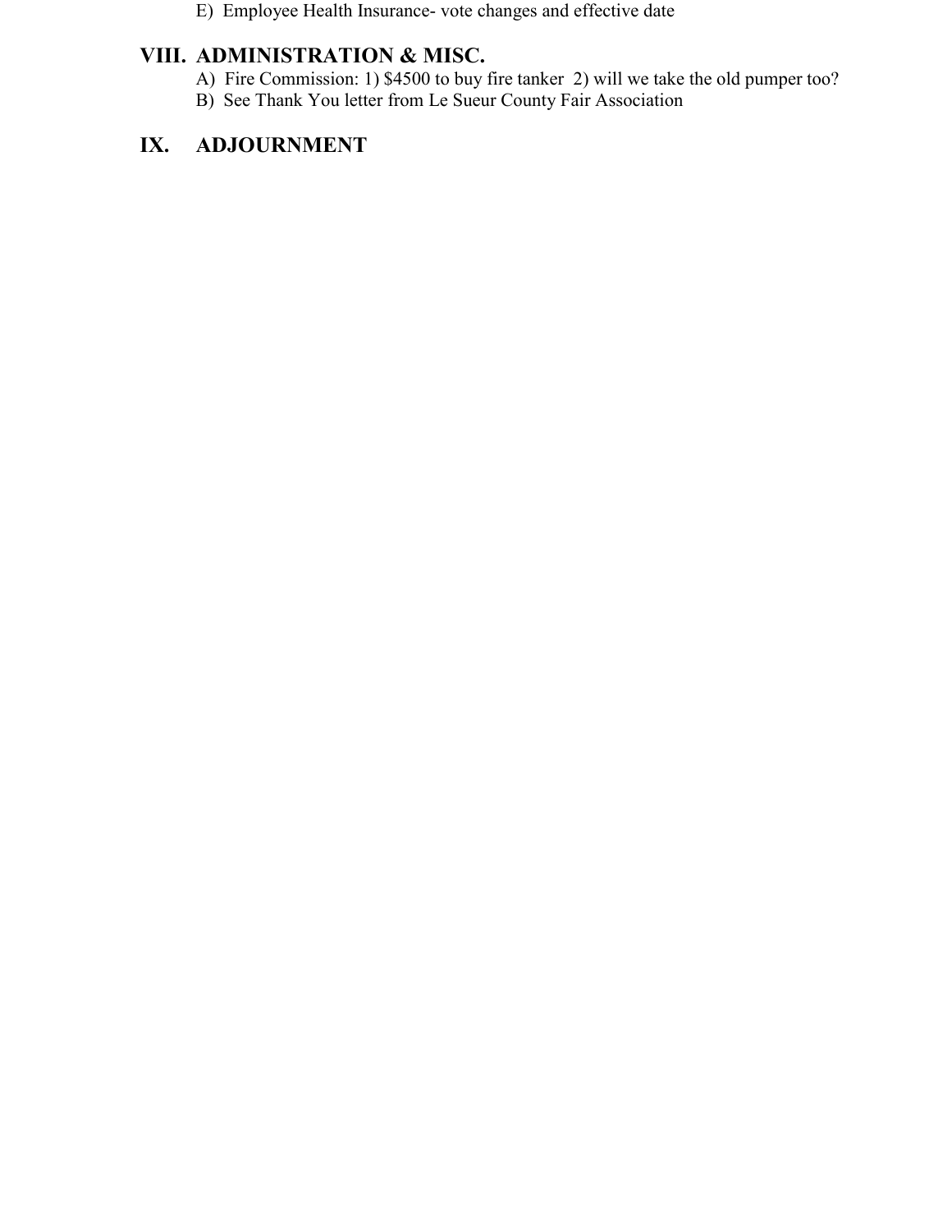E) Employee Health Insurance- vote changes and effective date

## VIII. ADMINISTRATION & MISC.

A) Fire Commission: 1) $4500 to buy fire tanker 2) will we take the old pumper too?
B) See Thank You letter from Le Sueur County Fair Association

## IX. ADJOURNMENT